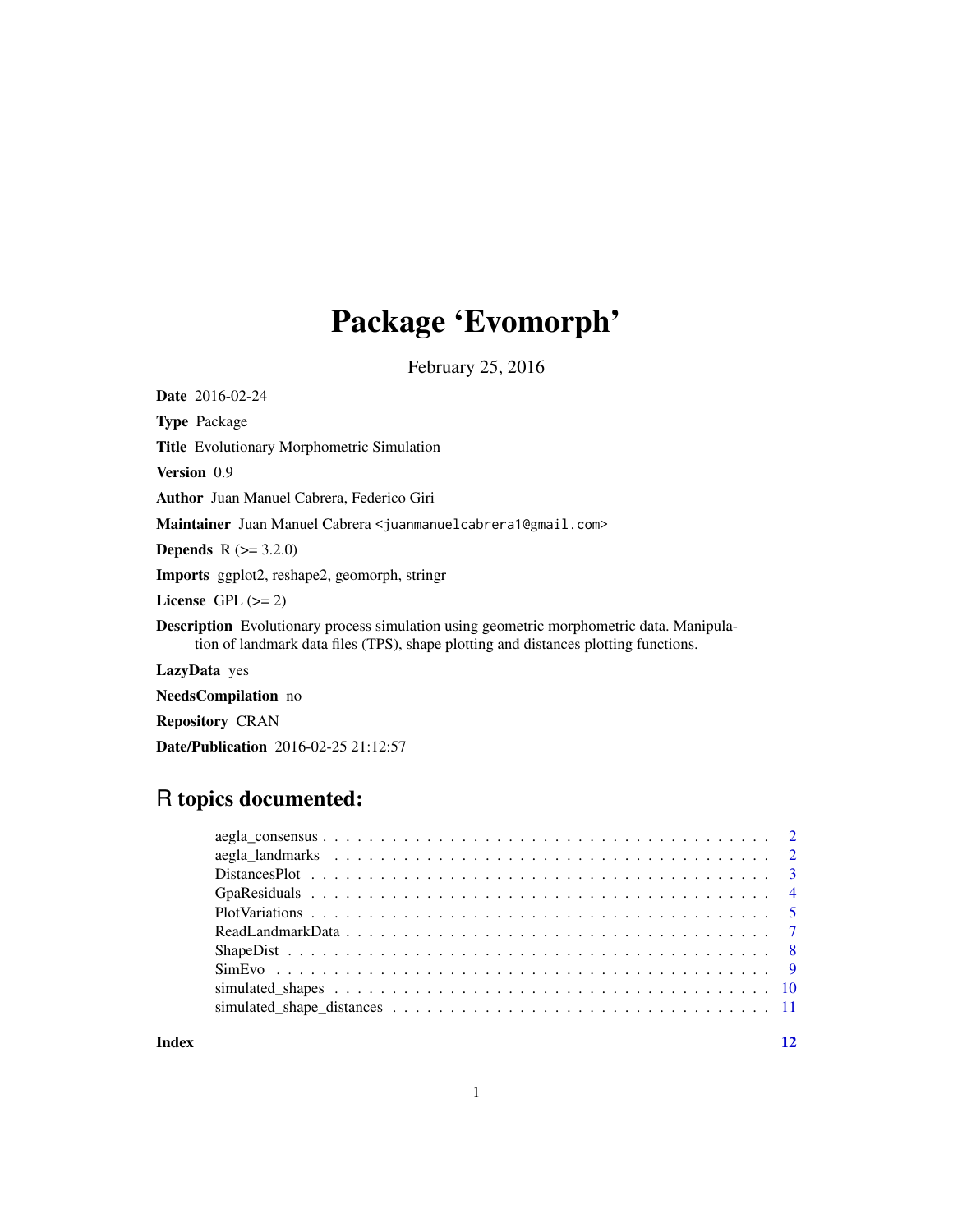# Package 'Evomorph'

February 25, 2016

**Date** 2016-02-24

**Type** Package

**Title** Evolutionary Morphometric Simulation

**Version** 0.9

**Author** Juan Manuel Cabrera, Federico Giri

**Maintainer** Juan Manuel Cabrera <juanmanuelcabrera1@gmail.com>

**Depends** R (>= 3.2.0)

**Imports** ggplot2, reshape2, geomorph, stringr

**License** GPL (>= 2)

**Description** Evolutionary process simulation using geometric morphometric data. Manipulation of landmark data files (TPS), shape plotting and distances plotting functions.

**LazyData** yes

**NeedsCompilation** no

**Repository** CRAN

**Date/Publication** 2016-02-25 21:12:57

## R topics documented:

| | |
|---|---|
| aegla_consensus | 2 |
| aegla_landmarks | 2 |
| DistancesPlot | 3 |
| GpaResiduals | 4 |
| PlotVariations | 5 |
| ReadLandmarkData | 7 |
| ShapeDist | 8 |
| SimEvo | 9 |
| simulated_shapes | 10 |
| simulated_shape_distances | 11 |
| **Index** | **12** |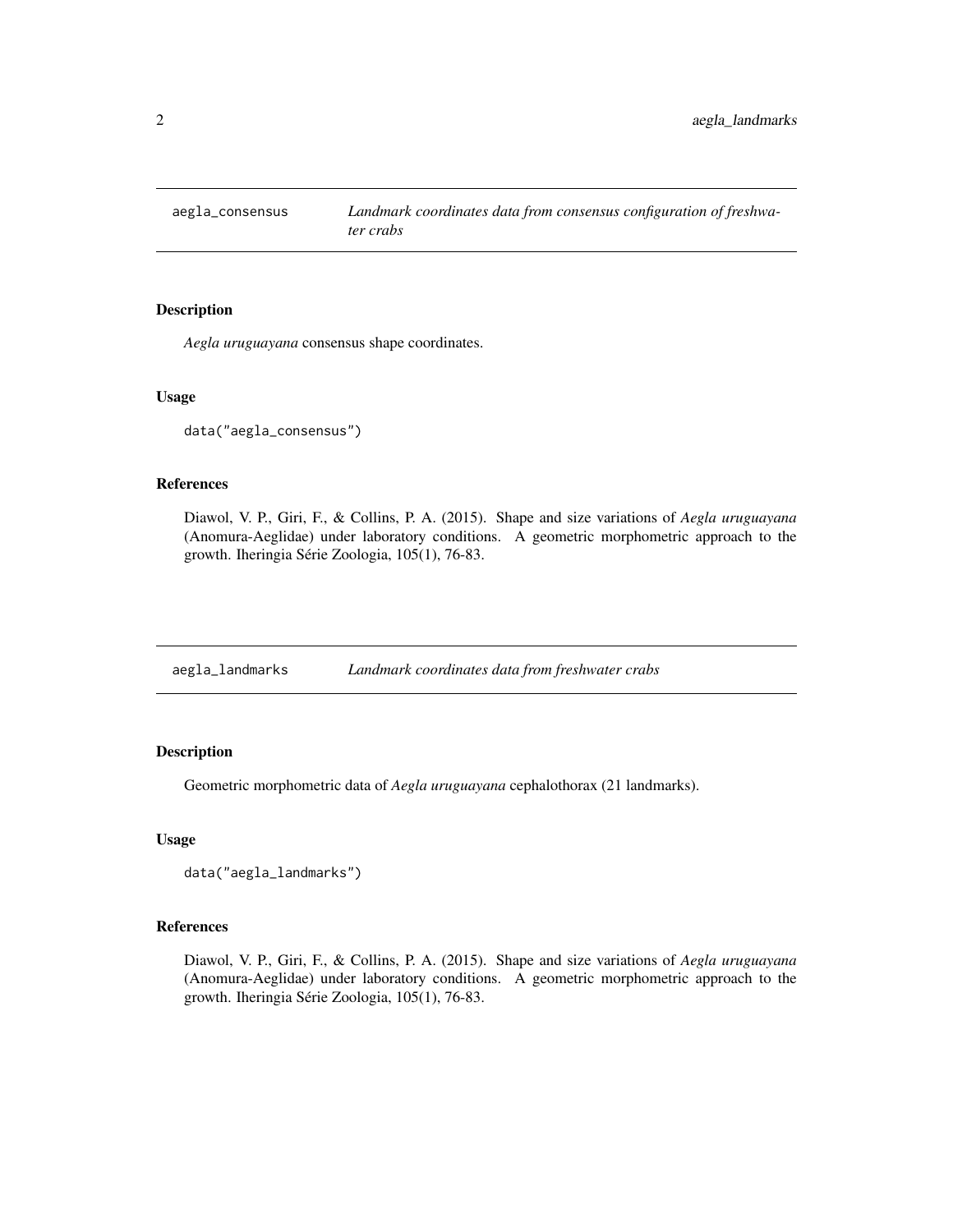## aegla_consensus — *Landmark coordinates data from consensus configuration of freshwater crabs*

### Description

*Aegla uruguayana* consensus shape coordinates.

### Usage

```
data("aegla_consensus")
```

### References

Diawol, V. P., Giri, F., & Collins, P. A. (2015). Shape and size variations of *Aegla uruguayana* (Anomura-Aeglidae) under laboratory conditions. A geometric morphometric approach to the growth. Iheringia Série Zoologia, 105(1), 76-83.

## aegla_landmarks — *Landmark coordinates data from freshwater crabs*

### Description

Geometric morphometric data of *Aegla uruguayana* cephalothorax (21 landmarks).

### Usage

```
data("aegla_landmarks")
```

### References

Diawol, V. P., Giri, F., & Collins, P. A. (2015). Shape and size variations of *Aegla uruguayana* (Anomura-Aeglidae) under laboratory conditions. A geometric morphometric approach to the growth. Iheringia Série Zoologia, 105(1), 76-83.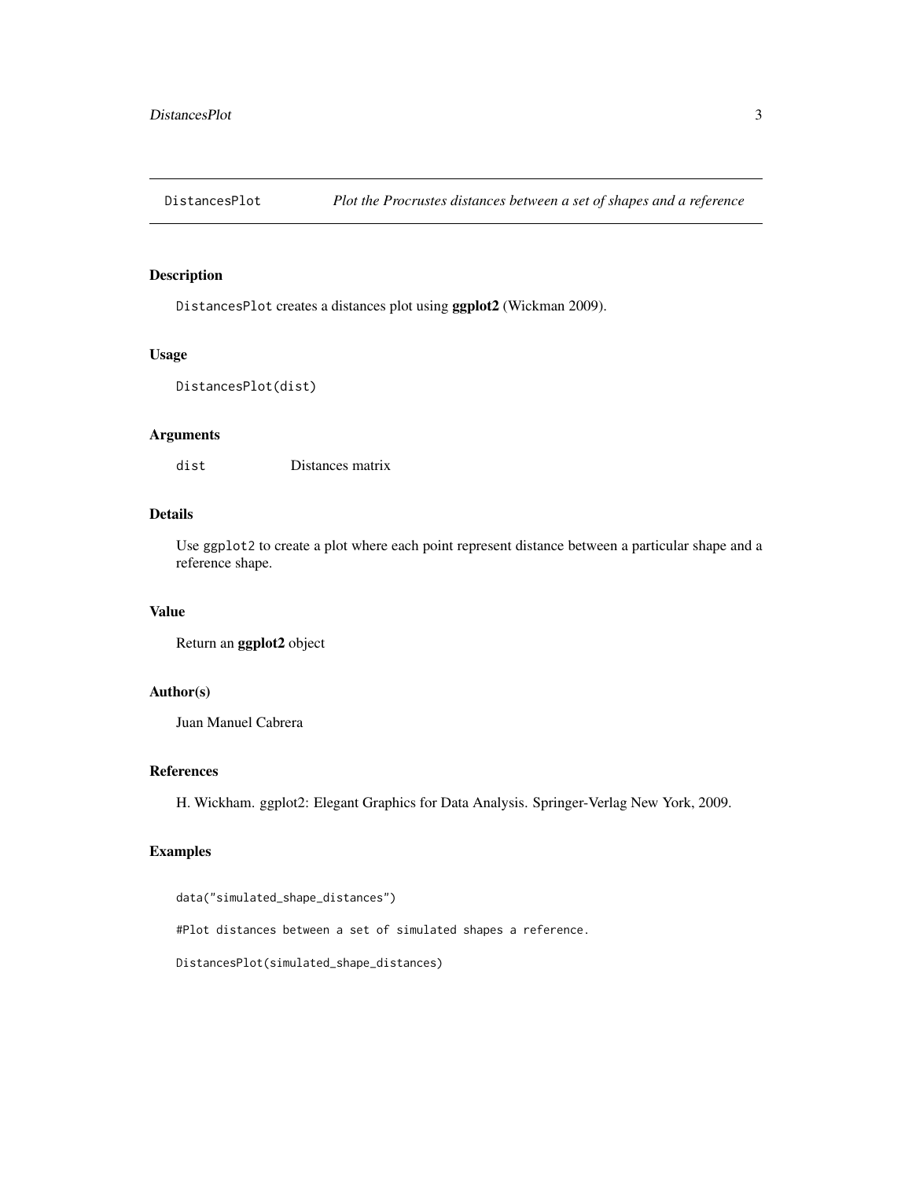DistancesPlot — *Plot the Procrustes distances between a set of shapes and a reference*

## Description

DistancesPlot creates a distances plot using **ggplot2** (Wickman 2009).

## Usage

```
DistancesPlot(dist)
```

## Arguments

| | |
|---|---|
| dist | Distances matrix |

## Details

Use ggplot2 to create a plot where each point represent distance between a particular shape and a reference shape.

## Value

Return an **ggplot2** object

## Author(s)

Juan Manuel Cabrera

## References

H. Wickham. ggplot2: Elegant Graphics for Data Analysis. Springer-Verlag New York, 2009.

## Examples

```
data("simulated_shape_distances")

#Plot distances between a set of simulated shapes a reference.

DistancesPlot(simulated_shape_distances)
```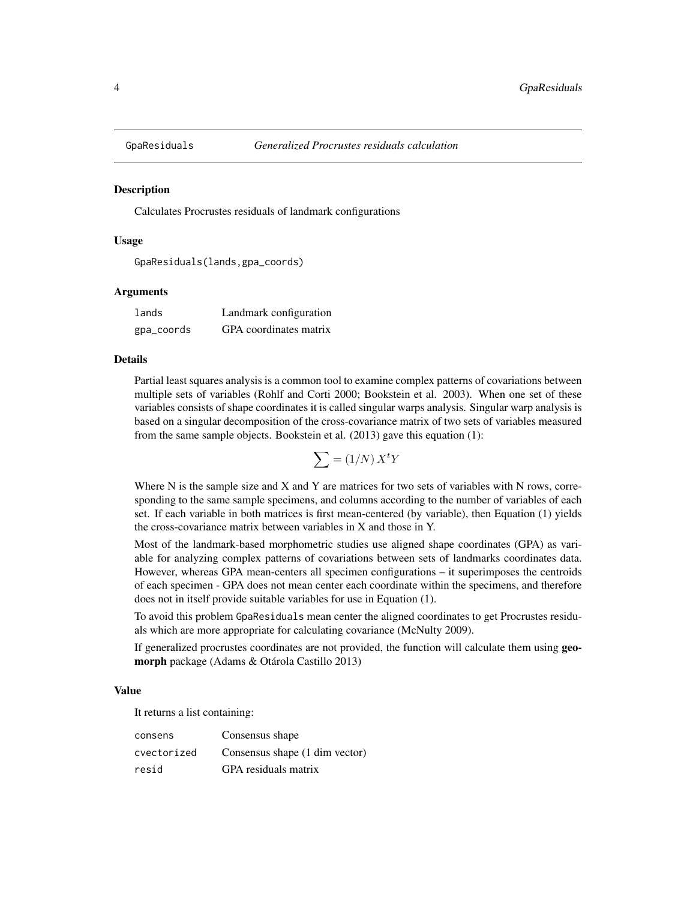# GpaResiduals *Generalized Procrustes residuals calculation*

## Description

Calculates Procrustes residuals of landmark configurations

## Usage

```
GpaResiduals(lands,gpa_coords)
```

## Arguments

| | |
|---|---|
| lands | Landmark configuration |
| gpa_coords | GPA coordinates matrix |

## Details

Partial least squares analysis is a common tool to examine complex patterns of covariations between multiple sets of variables (Rohlf and Corti 2000; Bookstein et al. 2003). When one set of these variables consists of shape coordinates it is called singular warps analysis. Singular warp analysis is based on a singular decomposition of the cross-covariance matrix of two sets of variables measured from the same sample objects. Bookstein et al. (2013) gave this equation (1):

$$\sum = (1/N)\,X^t Y$$

Where N is the sample size and X and Y are matrices for two sets of variables with N rows, corresponding to the same sample specimens, and columns according to the number of variables of each set. If each variable in both matrices is first mean-centered (by variable), then Equation (1) yields the cross-covariance matrix between variables in X and those in Y.

Most of the landmark-based morphometric studies use aligned shape coordinates (GPA) as variable for analyzing complex patterns of covariations between sets of landmarks coordinates data. However, whereas GPA mean-centers all specimen configurations – it superimposes the centroids of each specimen - GPA does not mean center each coordinate within the specimens, and therefore does not in itself provide suitable variables for use in Equation (1).

To avoid this problem GpaResiduals mean center the aligned coordinates to get Procrustes residuals which are more appropriate for calculating covariance (McNulty 2009).

If generalized procrustes coordinates are not provided, the function will calculate them using **geomorph** package (Adams & Otárola Castillo 2013)

## Value

It returns a list containing:

| | |
|---|---|
| consens | Consensus shape |
| cvectorized | Consensus shape (1 dim vector) |
| resid | GPA residuals matrix |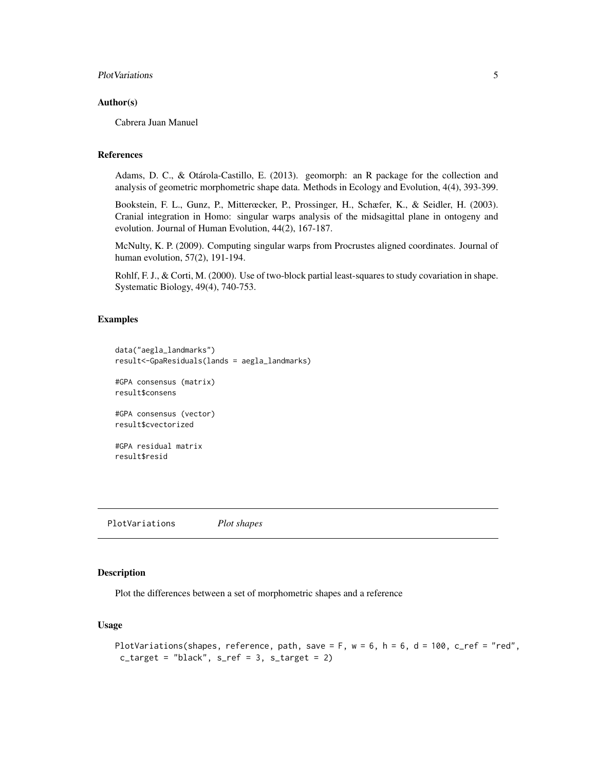## Author(s)

Cabrera Juan Manuel

## References

Adams, D. C., & Otárola-Castillo, E. (2013). geomorph: an R package for the collection and analysis of geometric morphometric shape data. Methods in Ecology and Evolution, 4(4), 393-399.

Bookstein, F. L., Gunz, P., Mitterœcker, P., Prossinger, H., Schæfer, K., & Seidler, H. (2003). Cranial integration in Homo: singular warps analysis of the midsagittal plane in ontogeny and evolution. Journal of Human Evolution, 44(2), 167-187.

McNulty, K. P. (2009). Computing singular warps from Procrustes aligned coordinates. Journal of human evolution, 57(2), 191-194.

Rohlf, F. J., & Corti, M. (2000). Use of two-block partial least-squares to study covariation in shape. Systematic Biology, 49(4), 740-753.

## Examples

```
data("aegla_landmarks")
result<-GpaResiduals(lands = aegla_landmarks)

#GPA consensus (matrix)
result$consens

#GPA consensus (vector)
result$cvectorized

#GPA residual matrix
result$resid
```

---

# PlotVariations *Plot shapes*

---

## Description

Plot the differences between a set of morphometric shapes and a reference

## Usage

```
PlotVariations(shapes, reference, path, save = F, w = 6, h = 6, d = 100, c_ref = "red",
 c_target = "black", s_ref = 3, s_target = 2)
```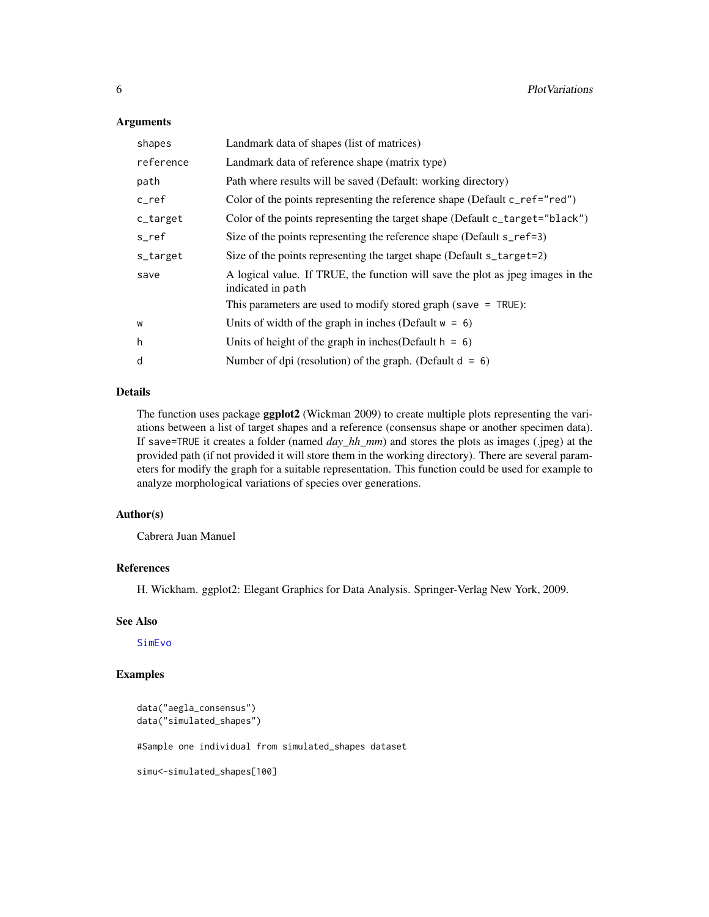## Arguments

| | |
|---|---|
| `shapes` | Landmark data of shapes (list of matrices) |
| `reference` | Landmark data of reference shape (matrix type) |
| `path` | Path where results will be saved (Default: working directory) |
| `c_ref` | Color of the points representing the reference shape (Default `c_ref="red"`) |
| `c_target` | Color of the points representing the target shape (Default `c_target="black"`) |
| `s_ref` | Size of the points representing the reference shape (Default `s_ref=3`) |
| `s_target` | Size of the points representing the target shape (Default `s_target=2`) |
| `save` | A logical value. If TRUE, the function will save the plot as jpeg images in the indicated in `path` |
| | This parameters are used to modify stored graph (`save = TRUE`): |
| `w` | Units of width of the graph in inches (Default `w = 6`) |
| `h` | Units of height of the graph in inches(Default `h = 6`) |
| `d` | Number of dpi (resolution) of the graph. (Default `d = 6`) |

## Details

The function uses package **ggplot2** (Wickman 2009) to create multiple plots representing the variations between a list of target shapes and a reference (consensus shape or another specimen data). If `save=TRUE` it creates a folder (named *day_hh_mm*) and stores the plots as images (.jpeg) at the provided path (if not provided it will store them in the working directory). There are several parameters for modify the graph for a suitable representation. This function could be used for example to analyze morphological variations of species over generations.

## Author(s)

Cabrera Juan Manuel

## References

H. Wickham. ggplot2: Elegant Graphics for Data Analysis. Springer-Verlag New York, 2009.

## See Also

SimEvo

## Examples

```
data("aegla_consensus")
data("simulated_shapes")

#Sample one individual from simulated_shapes dataset

simu<-simulated_shapes[100]
```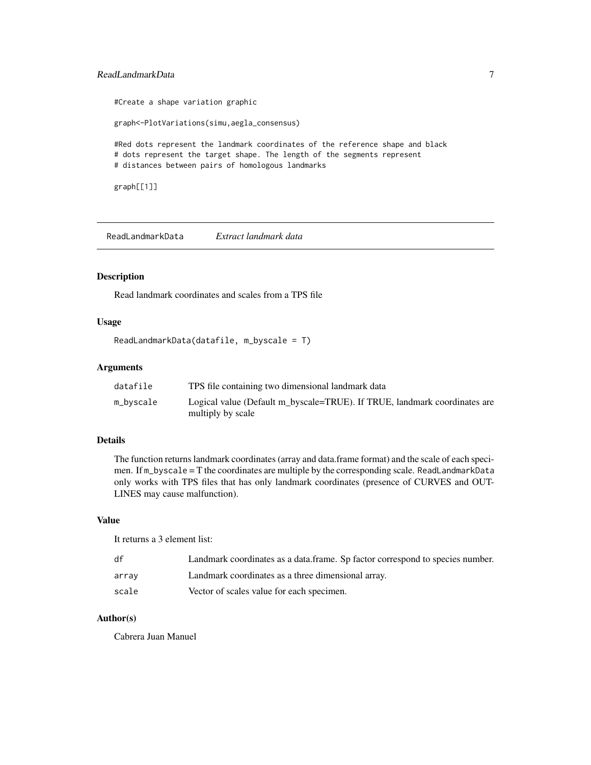```
#Create a shape variation graphic

graph<-PlotVariations(simu,aegla_consensus)

#Red dots represent the landmark coordinates of the reference shape and black
# dots represent the target shape. The length of the segments represent
# distances between pairs of homologous landmarks

graph[[1]]
```

## ReadLandmarkData *Extract landmark data*

### Description

Read landmark coordinates and scales from a TPS file

### Usage

```
ReadLandmarkData(datafile, m_byscale = T)
```

### Arguments

| | |
|---|---|
| datafile | TPS file containing two dimensional landmark data |
| m_byscale | Logical value (Default m_byscale=TRUE). If TRUE, landmark coordinates are multiply by scale |

### Details

The function returns landmark coordinates (array and data.frame format) and the scale of each specimen. If `m_byscale` = T the coordinates are multiple by the corresponding scale. `ReadLandmarkData` only works with TPS files that has only landmark coordinates (presence of CURVES and OUTLINES may cause malfunction).

### Value

It returns a 3 element list:

| | |
|---|---|
| df | Landmark coordinates as a data.frame. Sp factor correspond to species number. |
| array | Landmark coordinates as a three dimensional array. |
| scale | Vector of scales value for each specimen. |

### Author(s)

Cabrera Juan Manuel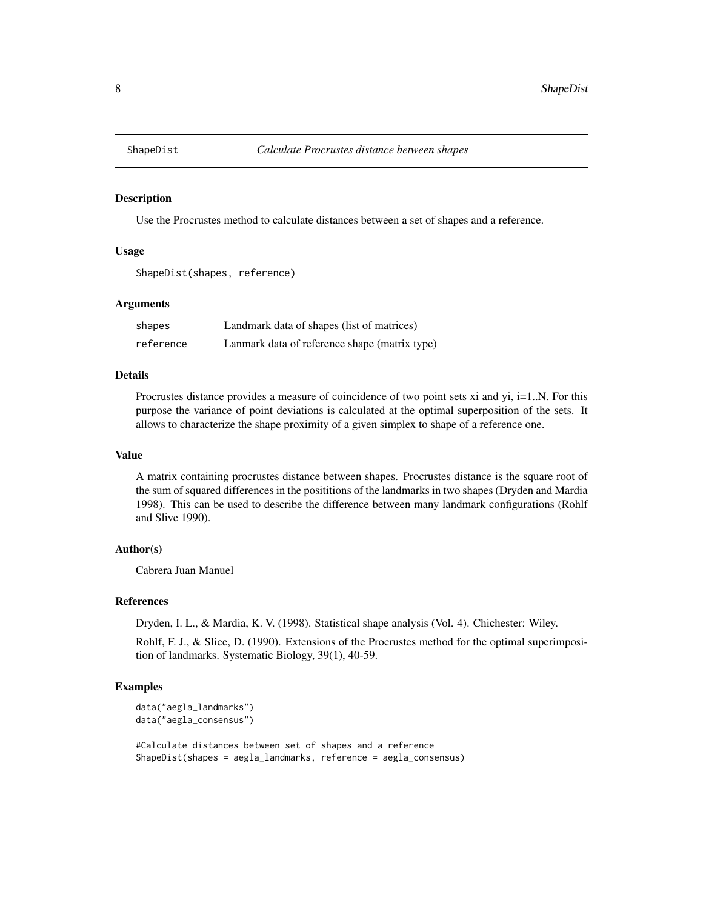# ShapeDist — *Calculate Procrustes distance between shapes*

## Description

Use the Procrustes method to calculate distances between a set of shapes and a reference.

## Usage

```
ShapeDist(shapes, reference)
```

## Arguments

| | |
|---|---|
| shapes | Landmark data of shapes (list of matrices) |
| reference | Lanmark data of reference shape (matrix type) |

## Details

Procrustes distance provides a measure of coincidence of two point sets xi and yi, i=1..N. For this purpose the variance of point deviations is calculated at the optimal superposition of the sets. It allows to characterize the shape proximity of a given simplex to shape of a reference one.

## Value

A matrix containing procrustes distance between shapes. Procrustes distance is the square root of the sum of squared differences in the posititions of the landmarks in two shapes (Dryden and Mardia 1998). This can be used to describe the difference between many landmark configurations (Rohlf and Slive 1990).

## Author(s)

Cabrera Juan Manuel

## References

Dryden, I. L., & Mardia, K. V. (1998). Statistical shape analysis (Vol. 4). Chichester: Wiley.

Rohlf, F. J., & Slice, D. (1990). Extensions of the Procrustes method for the optimal superimposition of landmarks. Systematic Biology, 39(1), 40-59.

## Examples

```
data("aegla_landmarks")
data("aegla_consensus")

#Calculate distances between set of shapes and a reference
ShapeDist(shapes = aegla_landmarks, reference = aegla_consensus)
```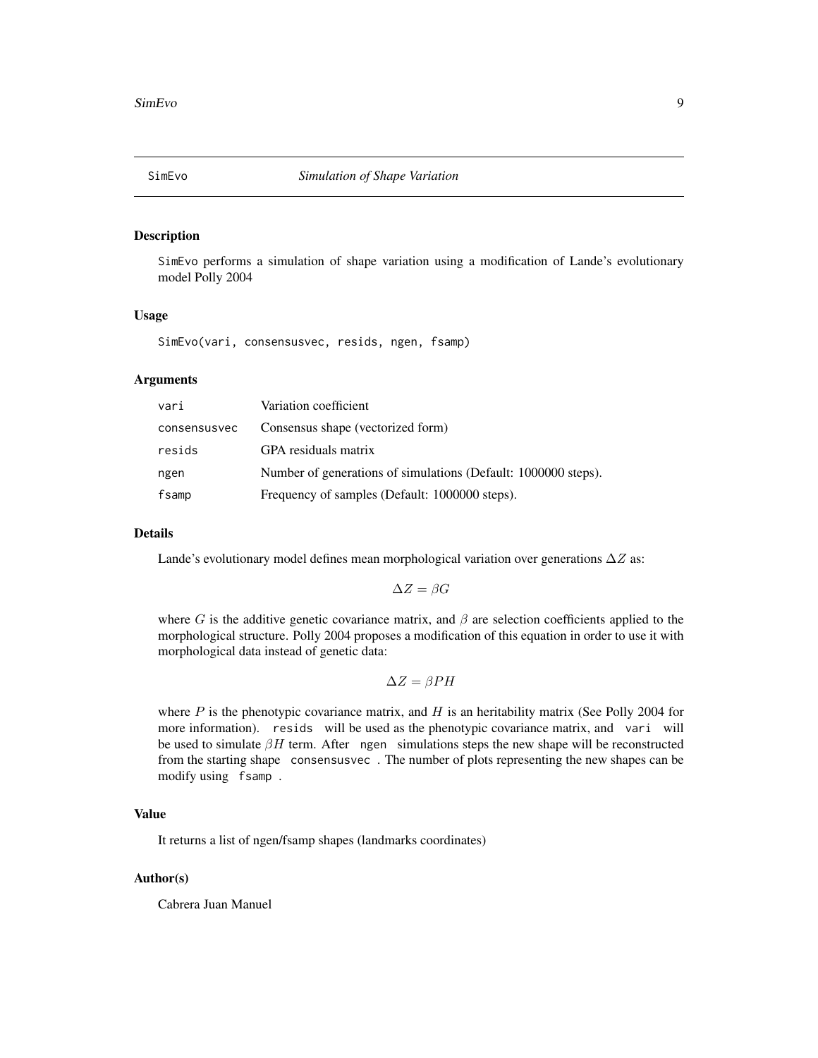## SimEvo — *Simulation of Shape Variation*

### Description

SimEvo performs a simulation of shape variation using a modification of Lande's evolutionary model Polly 2004

### Usage

```
SimEvo(vari, consensusvec, resids, ngen, fsamp)
```

### Arguments

| | |
|---|---|
| vari | Variation coefficient |
| consensusvec | Consensus shape (vectorized form) |
| resids | GPA residuals matrix |
| ngen | Number of generations of simulations (Default: 1000000 steps). |
| fsamp | Frequency of samples (Default: 1000000 steps). |

### Details

Lande's evolutionary model defines mean morphological variation over generations $\Delta Z$ as:

$$\Delta Z = \beta G$$

where $G$ is the additive genetic covariance matrix, and $\beta$ are selection coefficients applied to the morphological structure. Polly 2004 proposes a modification of this equation in order to use it with morphological data instead of genetic data:

$$\Delta Z = \beta P H$$

where $P$ is the phenotypic covariance matrix, and $H$ is an heritability matrix (See Polly 2004 for more information). `resids` will be used as the phenotypic covariance matrix, and `vari` will be used to simulate $\beta H$ term. After `ngen` simulations steps the new shape will be reconstructed from the starting shape `consensusvec`. The number of plots representing the new shapes can be modify using `fsamp`.

### Value

It returns a list of ngen/fsamp shapes (landmarks coordinates)

### Author(s)

Cabrera Juan Manuel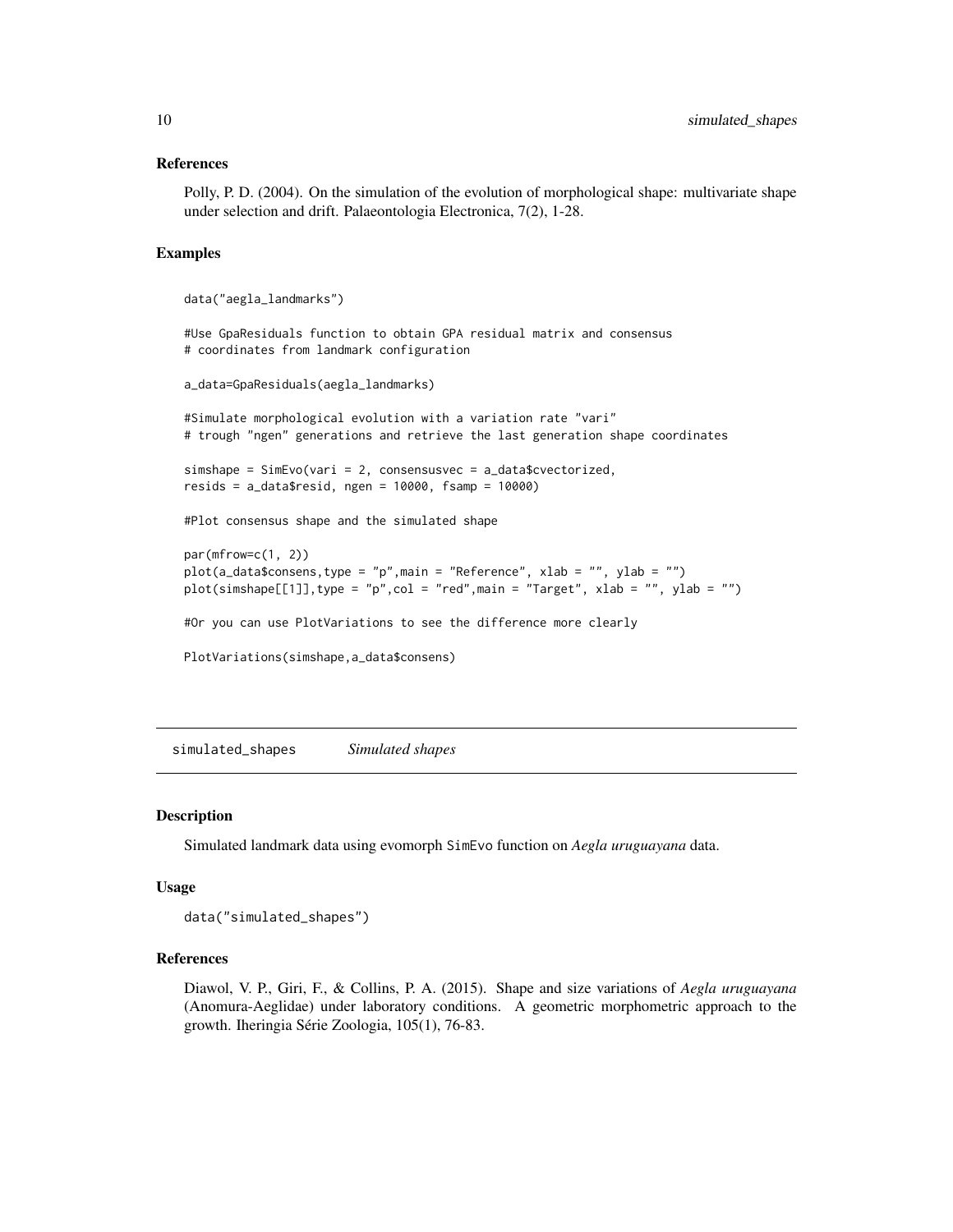### References

Polly, P. D. (2004). On the simulation of the evolution of morphological shape: multivariate shape under selection and drift. Palaeontologia Electronica, 7(2), 1-28.

### Examples

```
data("aegla_landmarks")

#Use GpaResiduals function to obtain GPA residual matrix and consensus
# coordinates from landmark configuration

a_data=GpaResiduals(aegla_landmarks)

#Simulate morphological evolution with a variation rate "vari"
# trough "ngen" generations and retrieve the last generation shape coordinates

simshape = SimEvo(vari = 2, consensusvec = a_data$cvectorized,
resids = a_data$resid, ngen = 10000, fsamp = 10000)

#Plot consensus shape and the simulated shape

par(mfrow=c(1, 2))
plot(a_data$consens,type = "p",main = "Reference", xlab = "", ylab = "")
plot(simshape[[1]],type = "p",col = "red",main = "Target", xlab = "", ylab = "")

#Or you can use PlotVariations to see the difference more clearly

PlotVariations(simshape,a_data$consens)
```

---

## simulated_shapes *Simulated shapes*

### Description

Simulated landmark data using evomorph SimEvo function on *Aegla uruguayana* data.

### Usage

```
data("simulated_shapes")
```

### References

Diawol, V. P., Giri, F., & Collins, P. A. (2015). Shape and size variations of *Aegla uruguayana* (Anomura-Aeglidae) under laboratory conditions. A geometric morphometric approach to the growth. Iheringia Série Zoologia, 105(1), 76-83.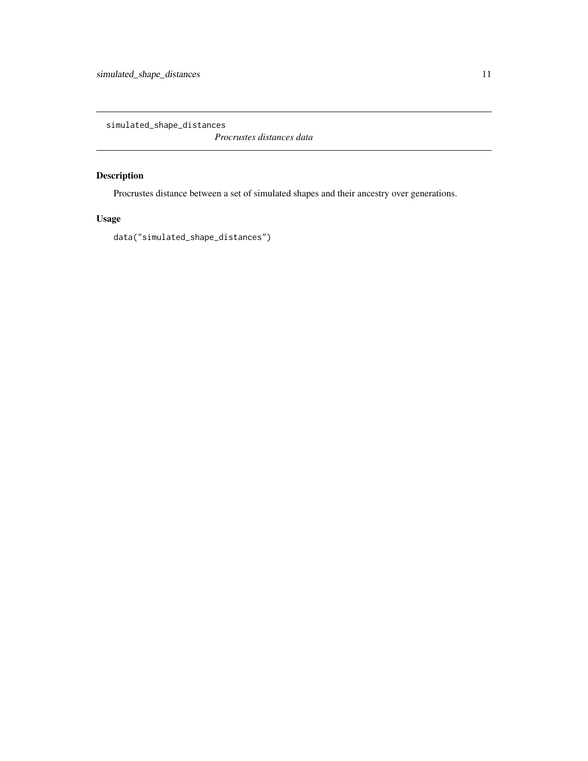# simulated_shape_distances

*Procrustes distances data*

## Description

Procrustes distance between a set of simulated shapes and their ancestry over generations.

## Usage

```
data("simulated_shape_distances")
```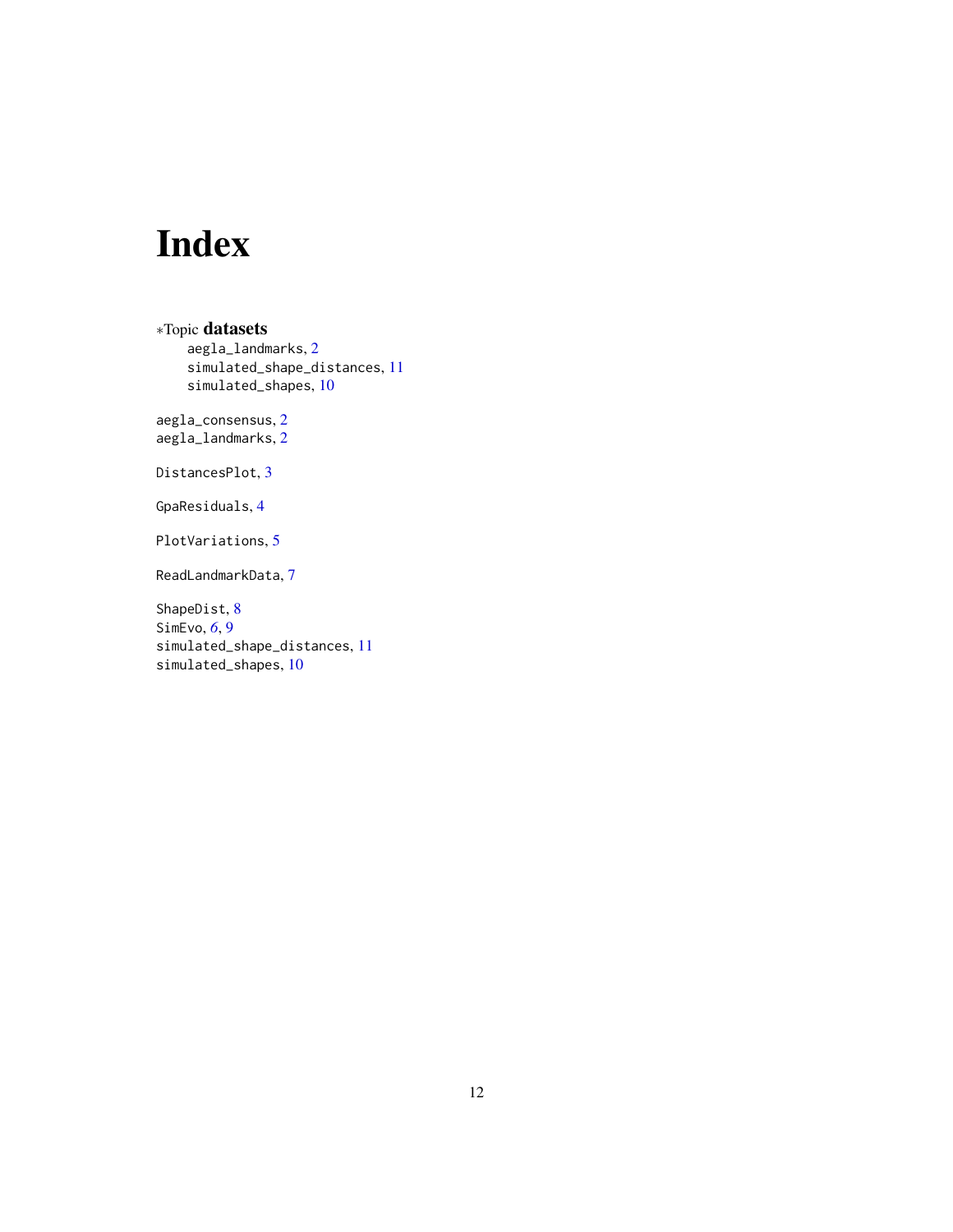# Index

*Topic **datasets**

aegla_landmarks, 2
simulated_shape_distances, 11
simulated_shapes, 10

aegla_consensus, 2
aegla_landmarks, 2

DistancesPlot, 3

GpaResiduals, 4

PlotVariations, 5

ReadLandmarkData, 7

ShapeDist, 8
SimEvo, *6*, 9
simulated_shape_distances, 11
simulated_shapes, 10